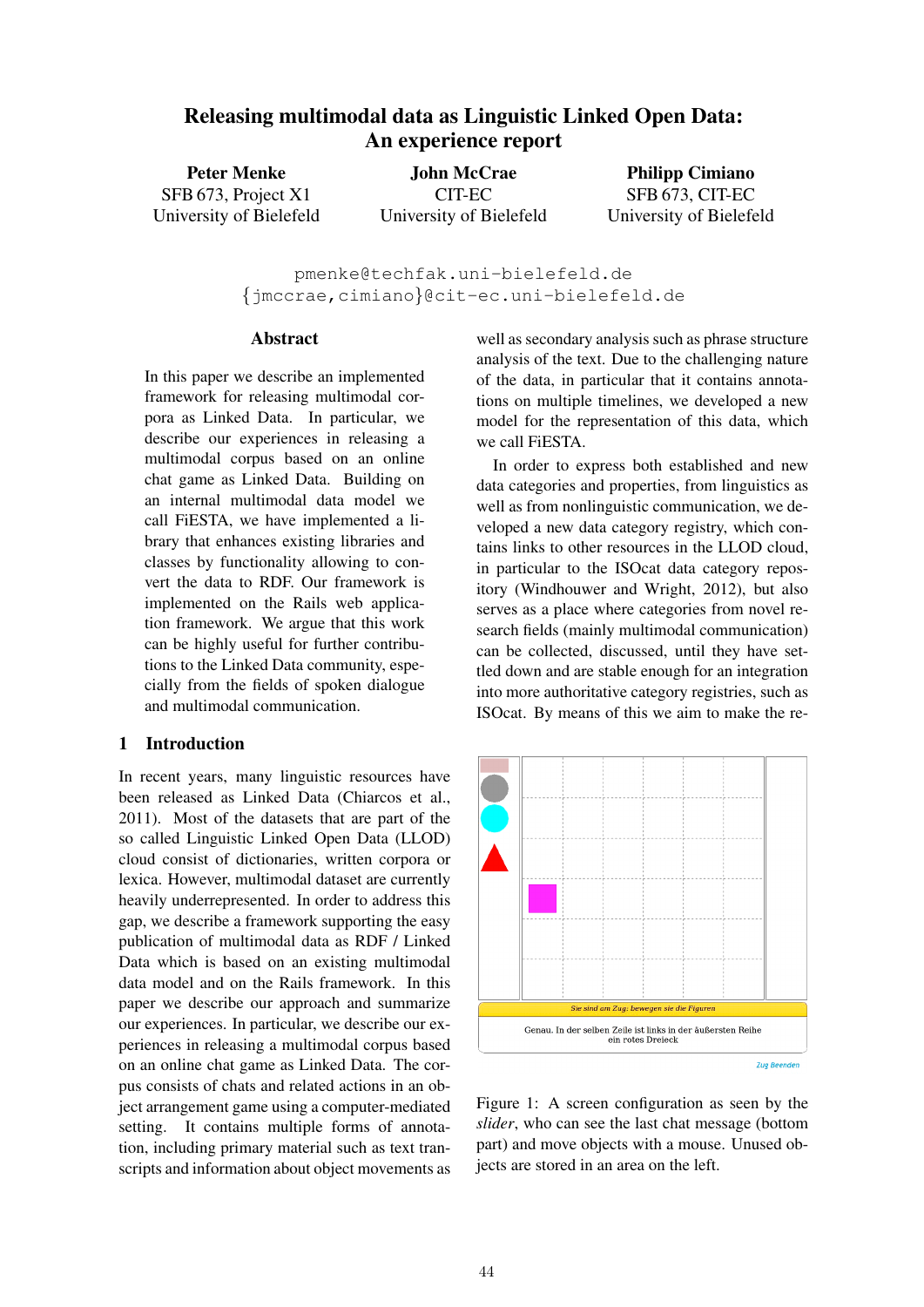# Releasing multimodal data as Linguistic Linked Open Data: An experience report

**Peter Menke**
SFB 673, Project X1
University of Bielefeld

**John McCrae**
CIT-EC
University of Bielefeld

**Philipp Cimiano**
SFB 673, CIT-EC
University of Bielefeld

pmenke@techfak.uni-bielefeld.de
{jmccrae,cimiano}@cit-ec.uni-bielefeld.de

## Abstract

In this paper we describe an implemented framework for releasing multimodal corpora as Linked Data. In particular, we describe our experiences in releasing a multimodal corpus based on an online chat game as Linked Data. Building on an internal multimodal data model we call FiESTA, we have implemented a library that enhances existing libraries and classes by functionality allowing to convert the data to RDF. Our framework is implemented on the Rails web application framework. We argue that this work can be highly useful for further contributions to the Linked Data community, especially from the fields of spoken dialogue and multimodal communication.

## 1 Introduction

In recent years, many linguistic resources have been released as Linked Data (Chiarcos et al., 2011). Most of the datasets that are part of the so called Linguistic Linked Open Data (LLOD) cloud consist of dictionaries, written corpora or lexica. However, multimodal dataset are currently heavily underrepresented. In order to address this gap, we describe a framework supporting the easy publication of multimodal data as RDF / Linked Data which is based on an existing multimodal data model and on the Rails framework. In this paper we describe our approach and summarize our experiences. In particular, we describe our experiences in releasing a multimodal corpus based on an online chat game as Linked Data. The corpus consists of chats and related actions in an object arrangement game using a computer-mediated setting. It contains multiple forms of annotation, including primary material such as text transcripts and information about object movements as well as secondary analysis such as phrase structure analysis of the text. Due to the challenging nature of the data, in particular that it contains annotations on multiple timelines, we developed a new model for the representation of this data, which we call FiESTA.

In order to express both established and new data categories and properties, from linguistics as well as from nonlinguistic communication, we developed a new data category registry, which contains links to other resources in the LLOD cloud, in particular to the ISOcat data category repository (Windhouwer and Wright, 2012), but also serves as a place where categories from novel research fields (mainly multimodal communication) can be collected, discussed, until they have settled down and are stable enough for an integration into more authoritative category registries, such as ISOcat. By means of this we aim to make the re-

Sie sind am Zug: bewegen sie die Figuren

Genau. In der selben Zeile ist links in der äußersten Reihe ein rotes Dreieck

Zug Beenden

Figure 1: A screen configuration as seen by the *slider*, who can see the last chat message (bottom part) and move objects with a mouse. Unused objects are stored in an area on the left.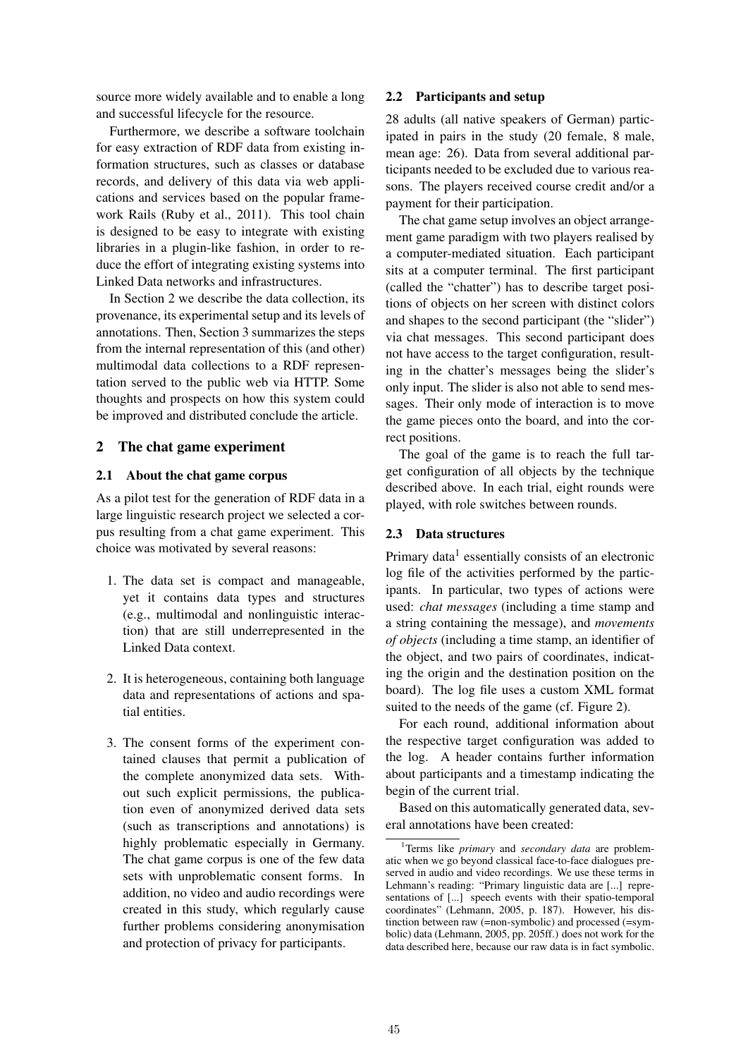source more widely available and to enable a long and successful lifecycle for the resource.

Furthermore, we describe a software toolchain for easy extraction of RDF data from existing information structures, such as classes or database records, and delivery of this data via web applications and services based on the popular framework Rails (Ruby et al., 2011). This tool chain is designed to be easy to integrate with existing libraries in a plugin-like fashion, in order to reduce the effort of integrating existing systems into Linked Data networks and infrastructures.

In Section 2 we describe the data collection, its provenance, its experimental setup and its levels of annotations. Then, Section 3 summarizes the steps from the internal representation of this (and other) multimodal data collections to a RDF representation served to the public web via HTTP. Some thoughts and prospects on how this system could be improved and distributed conclude the article.

## 2 The chat game experiment

### 2.1 About the chat game corpus

As a pilot test for the generation of RDF data in a large linguistic research project we selected a corpus resulting from a chat game experiment. This choice was motivated by several reasons:

1. The data set is compact and manageable, yet it contains data types and structures (e.g., multimodal and nonlinguistic interaction) that are still underrepresented in the Linked Data context.

2. It is heterogeneous, containing both language data and representations of actions and spatial entities.

3. The consent forms of the experiment contained clauses that permit a publication of the complete anonymized data sets. Without such explicit permissions, the publication even of anonymized derived data sets (such as transcriptions and annotations) is highly problematic especially in Germany. The chat game corpus is one of the few data sets with unproblematic consent forms. In addition, no video and audio recordings were created in this study, which regularly cause further problems considering anonymisation and protection of privacy for participants.

### 2.2 Participants and setup

28 adults (all native speakers of German) participated in pairs in the study (20 female, 8 male, mean age: 26). Data from several additional participants needed to be excluded due to various reasons. The players received course credit and/or a payment for their participation.

The chat game setup involves an object arrangement game paradigm with two players realised by a computer-mediated situation. Each participant sits at a computer terminal. The first participant (called the "chatter") has to describe target positions of objects on her screen with distinct colors and shapes to the second participant (the "slider") via chat messages. This second participant does not have access to the target configuration, resulting in the chatter's messages being the slider's only input. The slider is also not able to send messages. Their only mode of interaction is to move the game pieces onto the board, and into the correct positions.

The goal of the game is to reach the full target configuration of all objects by the technique described above. In each trial, eight rounds were played, with role switches between rounds.

### 2.3 Data structures

Primary data[1] essentially consists of an electronic log file of the activities performed by the participants. In particular, two types of actions were used: *chat messages* (including a time stamp and a string containing the message), and *movements of objects* (including a time stamp, an identifier of the object, and two pairs of coordinates, indicating the origin and the destination position on the board). The log file uses a custom XML format suited to the needs of the game (cf. Figure 2).

For each round, additional information about the respective target configuration was added to the log. A header contains further information about participants and a timestamp indicating the begin of the current trial.

Based on this automatically generated data, several annotations have been created:

[1] Terms like *primary* and *secondary data* are problematic when we go beyond classical face-to-face dialogues preserved in audio and video recordings. We use these terms in Lehmann's reading: "Primary linguistic data are [...] representations of [...] speech events with their spatio-temporal coordinates" (Lehmann, 2005, p. 187). However, his distinction between raw (=non-symbolic) and processed (=symbolic) data (Lehmann, 2005, pp. 205ff.) does not work for the data described here, because our raw data is in fact symbolic.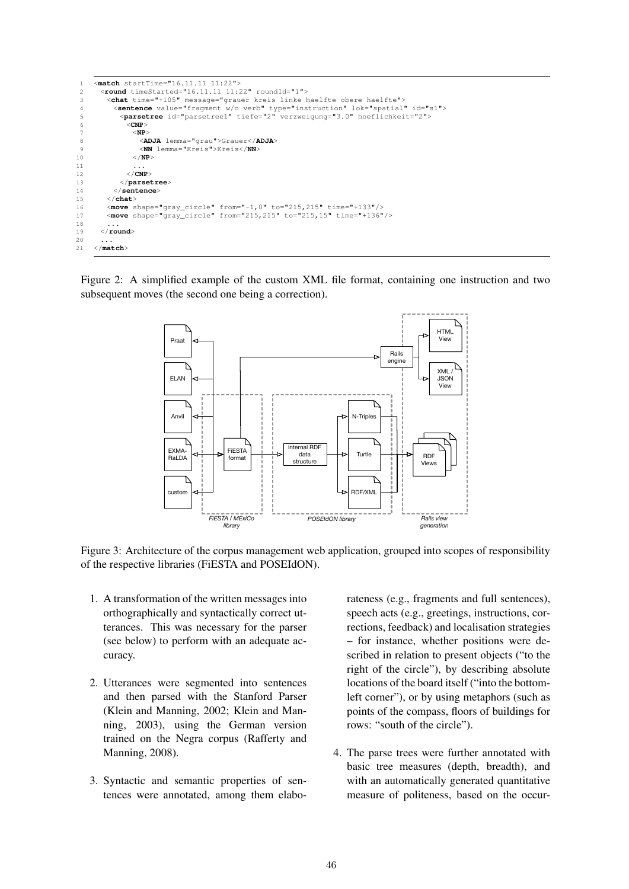```
1  <match startTime="16.11.11 11:22">
2    <round timeStarted="16.11.11 11:22" roundId="1">
3      <chat time="+105" message="grauer kreis linke haelfte obere haelfte">
4        <sentence value="fragment w/o verb" type="instruction" lok="spatial" id="s1">
5          <parsetree id="parsetree1" tiefe="2" verzweigung="3.0" hoeflichkeit="2">
6            <CNP>
7              <NP>
8                <ADJA lemma="grau">Grauer</ADJA>
9                <NN lemma="Kreis">Kreis</NN>
10             </NP>
11             ...
12           </CNP>
13         </parsetree>
14       </sentence>
15     </chat>
16     <move shape="gray_circle" from="-1,0" to="215,215" time="+133"/>
17     <move shape="gray_circle" from="215,215" to="215,15" time="+136"/>
18     ...
19   </round>
20   ...
21 </match>
```

Figure 2: A simplified example of the custom XML file format, containing one instruction and two subsequent moves (the second one being a correction).

Praat
ELAN
Anvil
EXMA-RaLDA
custom
FiESTA format
FiESTA / MExiCo library
internal RDF data structure
N-Triples
Turtle
RDF/XML
POSEIdON library
Rails engine
HTML View
XML / JSON View
RDF Views
Rails view generation

Figure 3: Architecture of the corpus management web application, grouped into scopes of responsibility of the respective libraries (FiESTA and POSEIdON).

1. A transformation of the written messages into orthographically and syntactically correct utterances. This was necessary for the parser (see below) to perform with an adequate accuracy.

2. Utterances were segmented into sentences and then parsed with the Stanford Parser (Klein and Manning, 2002; Klein and Manning, 2003), using the German version trained on the Negra corpus (Rafferty and Manning, 2008).

3. Syntactic and semantic properties of sentences were annotated, among them elaborateness (e.g., fragments and full sentences), speech acts (e.g., greetings, instructions, corrections, feedback) and localisation strategies – for instance, whether positions were described in relation to present objects ("to the right of the circle"), by describing absolute locations of the board itself ("into the bottom-left corner"), or by using metaphors (such as points of the compass, floors of buildings for rows: "south of the circle").

4. The parse trees were further annotated with basic tree measures (depth, breadth), and with an automatically generated quantitative measure of politeness, based on the occur-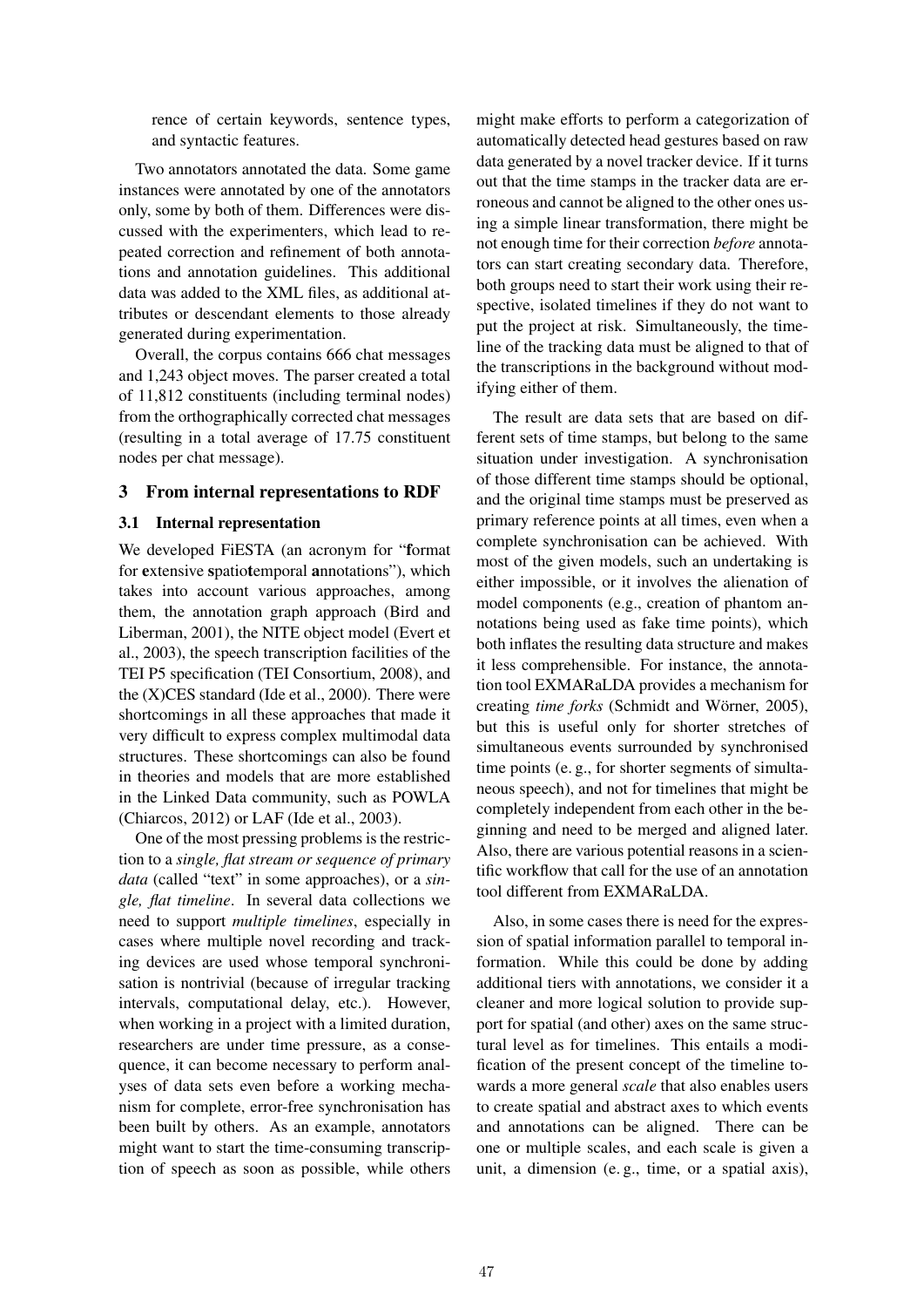rence of certain keywords, sentence types, and syntactic features.

Two annotators annotated the data. Some game instances were annotated by one of the annotators only, some by both of them. Differences were discussed with the experimenters, which lead to repeated correction and refinement of both annotations and annotation guidelines. This additional data was added to the XML files, as additional attributes or descendant elements to those already generated during experimentation.

Overall, the corpus contains 666 chat messages and 1,243 object moves. The parser created a total of 11,812 constituents (including terminal nodes) from the orthographically corrected chat messages (resulting in a total average of 17.75 constituent nodes per chat message).

## 3 From internal representations to RDF

### 3.1 Internal representation

We developed FiESTA (an acronym for "**f**ormat for **e**xtensive **s**patio**t**emporal **a**nnotations"), which takes into account various approaches, among them, the annotation graph approach (Bird and Liberman, 2001), the NITE object model (Evert et al., 2003), the speech transcription facilities of the TEI P5 specification (TEI Consortium, 2008), and the (X)CES standard (Ide et al., 2000). There were shortcomings in all these approaches that made it very difficult to express complex multimodal data structures. These shortcomings can also be found in theories and models that are more established in the Linked Data community, such as POWLA (Chiarcos, 2012) or LAF (Ide et al., 2003).

One of the most pressing problems is the restriction to a *single, flat stream or sequence of primary data* (called "text" in some approaches), or a *single, flat timeline*. In several data collections we need to support *multiple timelines*, especially in cases where multiple novel recording and tracking devices are used whose temporal synchronisation is nontrivial (because of irregular tracking intervals, computational delay, etc.). However, when working in a project with a limited duration, researchers are under time pressure, as a consequence, it can become necessary to perform analyses of data sets even before a working mechanism for complete, error-free synchronisation has been built by others. As an example, annotators might want to start the time-consuming transcription of speech as soon as possible, while others might make efforts to perform a categorization of automatically detected head gestures based on raw data generated by a novel tracker device. If it turns out that the time stamps in the tracker data are erroneous and cannot be aligned to the other ones using a simple linear transformation, there might be not enough time for their correction *before* annotators can start creating secondary data. Therefore, both groups need to start their work using their respective, isolated timelines if they do not want to put the project at risk. Simultaneously, the timeline of the tracking data must be aligned to that of the transcriptions in the background without modifying either of them.

The result are data sets that are based on different sets of time stamps, but belong to the same situation under investigation. A synchronisation of those different time stamps should be optional, and the original time stamps must be preserved as primary reference points at all times, even when a complete synchronisation can be achieved. With most of the given models, such an undertaking is either impossible, or it involves the alienation of model components (e.g., creation of phantom annotations being used as fake time points), which both inflates the resulting data structure and makes it less comprehensible. For instance, the annotation tool EXMARaLDA provides a mechanism for creating *time forks* (Schmidt and Wörner, 2005), but this is useful only for shorter stretches of simultaneous events surrounded by synchronised time points (e. g., for shorter segments of simultaneous speech), and not for timelines that might be completely independent from each other in the beginning and need to be merged and aligned later. Also, there are various potential reasons in a scientific workflow that call for the use of an annotation tool different from EXMARaLDA.

Also, in some cases there is need for the expression of spatial information parallel to temporal information. While this could be done by adding additional tiers with annotations, we consider it a cleaner and more logical solution to provide support for spatial (and other) axes on the same structural level as for timelines. This entails a modification of the present concept of the timeline towards a more general *scale* that also enables users to create spatial and abstract axes to which events and annotations can be aligned. There can be one or multiple scales, and each scale is given a unit, a dimension (e. g., time, or a spatial axis),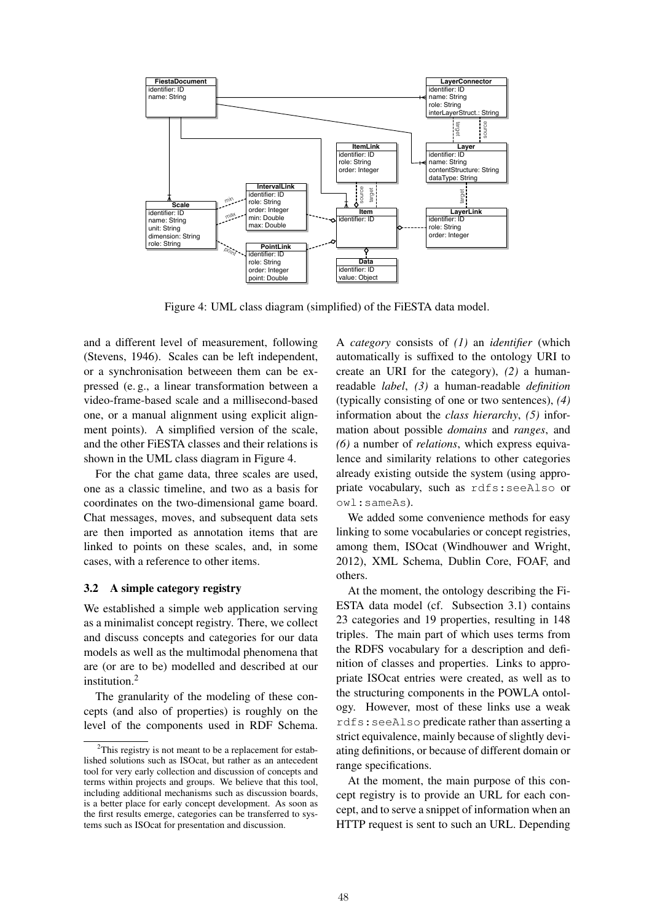FiestaDocument
identifier: ID
name: String

LayerConnector
identifier: ID
name: String
role: String
interLayerStruct.: String

target
source

ItemLink
identifier: ID
role: String
order: Integer

Layer
identifier: ID
name: String
contentStructure: String
dataType: String

IntervalLink
identifier: ID
role: String
order: Integer
min: Double
max: Double

min
max

Scale
identifier: ID
name: String
unit: String
dimension: String
role: String

source
target

Item
identifier: ID

target

LayerLink
identifier: ID
role: String
order: Integer

point

PointLink
identifier: ID
role: String
order: Integer
point: Double

Data
identifier: ID
value: Object

Figure 4: UML class diagram (simplified) of the FiESTA data model.

and a different level of measurement, following (Stevens, 1946). Scales can be left independent, or a synchronisation betweeen them can be expressed (e. g., a linear transformation between a video-frame-based scale and a millisecond-based one, or a manual alignment using explicit alignment points). A simplified version of the scale, and the other FiESTA classes and their relations is shown in the UML class diagram in Figure 4.

For the chat game data, three scales are used, one as a classic timeline, and two as a basis for coordinates on the two-dimensional game board. Chat messages, moves, and subsequent data sets are then imported as annotation items that are linked to points on these scales, and, in some cases, with a reference to other items.

### 3.2 A simple category registry

We established a simple web application serving as a minimalist concept registry. There, we collect and discuss concepts and categories for our data models as well as the multimodal phenomena that are (or are to be) modelled and described at our institution.[2]

The granularity of the modeling of these concepts (and also of properties) is roughly on the level of the components used in RDF Schema. A *category* consists of *(1)* an *identifier* (which automatically is suffixed to the ontology URI to create an URI for the category), *(2)* a human-readable *label*, *(3)* a human-readable *definition* (typically consisting of one or two sentences), *(4)* information about the *class hierarchy*, *(5)* information about possible *domains* and *ranges*, and *(6)* a number of *relations*, which express equivalence and similarity relations to other categories already existing outside the system (using appropriate vocabulary, such as `rdfs:seeAlso` or `owl:sameAs`).

We added some convenience methods for easy linking to some vocabularies or concept registries, among them, ISOcat (Windhouwer and Wright, 2012), XML Schema, Dublin Core, FOAF, and others.

At the moment, the ontology describing the FiESTA data model (cf. Subsection 3.1) contains 23 categories and 19 properties, resulting in 148 triples. The main part of which uses terms from the RDFS vocabulary for a description and definition of classes and properties. Links to appropriate ISOcat entries were created, as well as to the structuring components in the POWLA ontology. However, most of these links use a weak `rdfs:seeAlso` predicate rather than asserting a strict equivalence, mainly because of slightly deviating definitions, or because of different domain or range specifications.

At the moment, the main purpose of this concept registry is to provide an URL for each concept, and to serve a snippet of information when an HTTP request is sent to such an URL. Depending

[2] This registry is not meant to be a replacement for established solutions such as ISOcat, but rather as an antecedent tool for very early collection and discussion of concepts and terms within projects and groups. We believe that this tool, including additional mechanisms such as discussion boards, is a better place for early concept development. As soon as the first results emerge, categories can be transferred to systems such as ISOcat for presentation and discussion.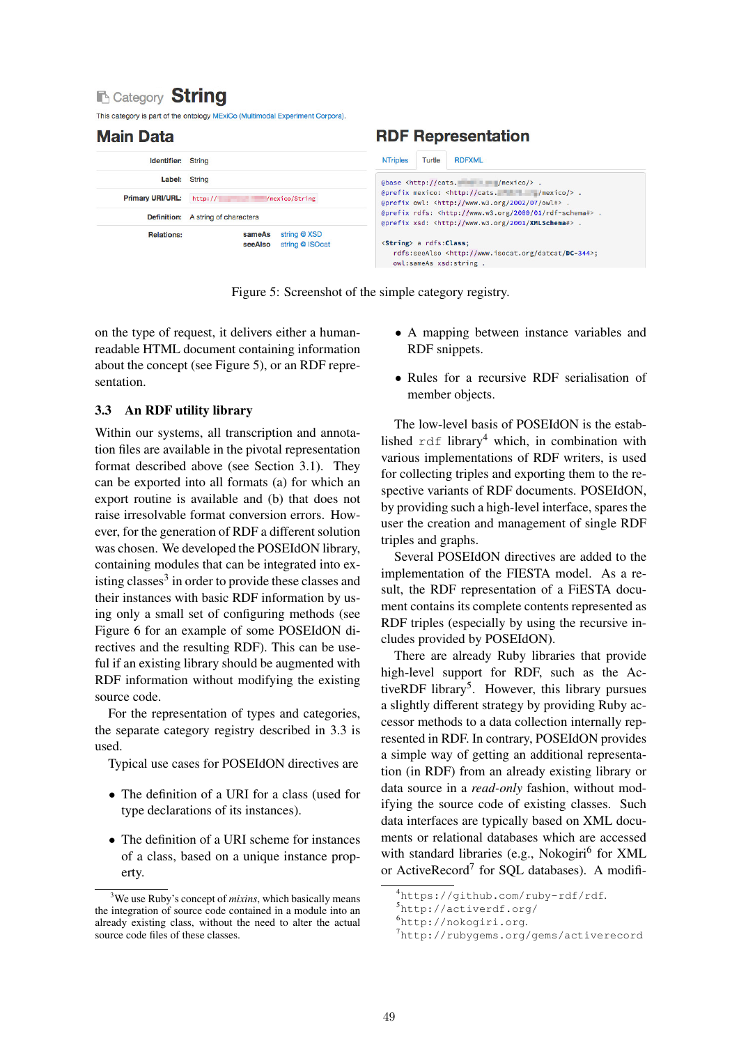Category **String**

This category is part of the ontology MExiCo (Multimodal Experiment Corpora).

**Main Data**

| | |
|---|---|
| Identifier: | String |
| Label: | String |
| Primary URI/URL: | http://.../mexico/String |
| Definition: | A string of characters |
| Relations: | sameAs string @ XSD; seeAlso string @ ISOcat |

**RDF Representation**

NTriples Turtle RDFXML

```
@base <http://cats.../mexico/> .
@prefix mexico: <http://cats.../mexico/> .
@prefix owl: <http://www.w3.org/2002/07/owl#> .
@prefix rdfs: <http://www.w3.org/2000/01/rdf-schema#> .
@prefix xsd: <http://www.w3.org/2001/XMLSchema#> .

<String> a rdfs:Class;
  rdfs:seeAlso <http://www.isocat.org/datcat/DC-344>;
  owl:sameAs xsd:string .
```

Figure 5: Screenshot of the simple category registry.

on the type of request, it delivers either a human-readable HTML document containing information about the concept (see Figure 5), or an RDF representation.

### 3.3 An RDF utility library

Within our systems, all transcription and annotation files are available in the pivotal representation format described above (see Section 3.1). They can be exported into all formats (a) for which an export routine is available and (b) that does not raise irresolvable format conversion errors. However, for the generation of RDF a different solution was chosen. We developed the POSEIdON library, containing modules that can be integrated into existing classes[3] in order to provide these classes and their instances with basic RDF information by using only a small set of configuring methods (see Figure 6 for an example of some POSEIdON directives and the resulting RDF). This can be useful if an existing library should be augmented with RDF information without modifying the existing source code.

For the representation of types and categories, the separate category registry described in 3.3 is used.

Typical use cases for POSEIdON directives are

- The definition of a URI for a class (used for type declarations of its instances).
- The definition of a URI scheme for instances of a class, based on a unique instance property.
- A mapping between instance variables and RDF snippets.
- Rules for a recursive RDF serialisation of member objects.

The low-level basis of POSEIdON is the established `rdf` library[4] which, in combination with various implementations of RDF writers, is used for collecting triples and exporting them to the respective variants of RDF documents. POSEIdON, by providing such a high-level interface, spares the user the creation and management of single RDF triples and graphs.

Several POSEIdON directives are added to the implementation of the FIESTA model. As a result, the RDF representation of a FiESTA document contains its complete contents represented as RDF triples (especially by using the recursive includes provided by POSEIdON).

There are already Ruby libraries that provide high-level support for RDF, such as the ActiveRDF library[5]. However, this library pursues a slightly different strategy by providing Ruby accessor methods to a data collection internally represented in RDF. In contrary, POSEIdON provides a simple way of getting an additional representation (in RDF) from an already existing library or data source in a *read-only* fashion, without modifying the source code of existing classes. Such data interfaces are typically based on XML documents or relational databases which are accessed with standard libraries (e.g., Nokogiri[6] for XML or ActiveRecord[7] for SQL databases). A modifi-

[3] We use Ruby's concept of *mixins*, which basically means the integration of source code contained in a module into an already existing class, without the need to alter the actual source code files of these classes.

[4] `https://github.com/ruby-rdf/rdf.`

[5] `http://activerdf.org/`

[6] `http://nokogiri.org.`

[7] `http://rubygems.org/gems/activerecord`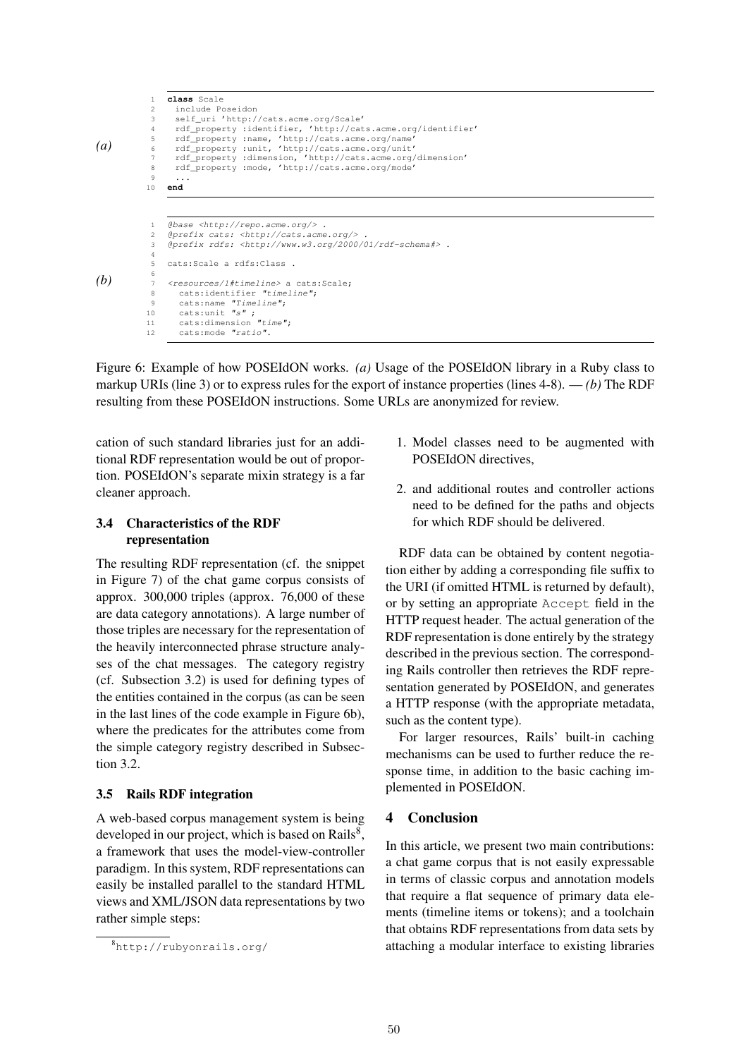*(a)*

```
1   class Scale
2     include Poseidon
3     self_uri 'http://cats.acme.org/Scale'
4     rdf_property :identifier, 'http://cats.acme.org/identifier'
5     rdf_property :name, 'http://cats.acme.org/name'
6     rdf_property :unit, 'http://cats.acme.org/unit'
7     rdf_property :dimension, 'http://cats.acme.org/dimension'
8     rdf_property :mode, 'http://cats.acme.org/mode'
9     ...
10  end
```

*(b)*

```
1   @base <http://repo.acme.org/> .
2   @prefix cats: <http://cats.acme.org/> .
3   @prefix rdfs: <http://www.w3.org/2000/01/rdf-schema#> .
4
5   cats:Scale a rdfs:Class .
6
7   <resources/1#timeline> a cats:Scale;
8     cats:identifier "timeline";
9     cats:name "Timeline";
10    cats:unit "s" ;
11    cats:dimension "time";
12    cats:mode "ratio".
```

Figure 6: Example of how POSEIdON works. *(a)* Usage of the POSEIdON library in a Ruby class to markup URIs (line 3) or to express rules for the export of instance properties (lines 4-8). — *(b)* The RDF resulting from these POSEIdON instructions. Some URLs are anonymized for review.

cation of such standard libraries just for an additional RDF representation would be out of proportion. POSEIdON's separate mixin strategy is a far cleaner approach.

### 3.4 Characteristics of the RDF representation

The resulting RDF representation (cf. the snippet in Figure 7) of the chat game corpus consists of approx. 300,000 triples (approx. 76,000 of these are data category annotations). A large number of those triples are necessary for the representation of the heavily interconnected phrase structure analyses of the chat messages. The category registry (cf. Subsection 3.2) is used for defining types of the entities contained in the corpus (as can be seen in the last lines of the code example in Figure 6b), where the predicates for the attributes come from the simple category registry described in Subsection 3.2.

### 3.5 Rails RDF integration

A web-based corpus management system is being developed in our project, which is based on Rails[8], a framework that uses the model-view-controller paradigm. In this system, RDF representations can easily be installed parallel to the standard HTML views and XML/JSON data representations by two rather simple steps:

1. Model classes need to be augmented with POSEIdON directives,
2. and additional routes and controller actions need to be defined for the paths and objects for which RDF should be delivered.

RDF data can be obtained by content negotiation either by adding a corresponding file suffix to the URI (if omitted HTML is returned by default), or by setting an appropriate `Accept` field in the HTTP request header. The actual generation of the RDF representation is done entirely by the strategy described in the previous section. The corresponding Rails controller then retrieves the RDF representation generated by POSEIdON, and generates a HTTP response (with the appropriate metadata, such as the content type).

For larger resources, Rails' built-in caching mechanisms can be used to further reduce the response time, in addition to the basic caching implemented in POSEIdON.

## 4 Conclusion

In this article, we present two main contributions: a chat game corpus that is not easily expressable in terms of classic corpus and annotation models that require a flat sequence of primary data elements (timeline items or tokens); and a toolchain that obtains RDF representations from data sets by attaching a modular interface to existing libraries

[8] http://rubyonrails.org/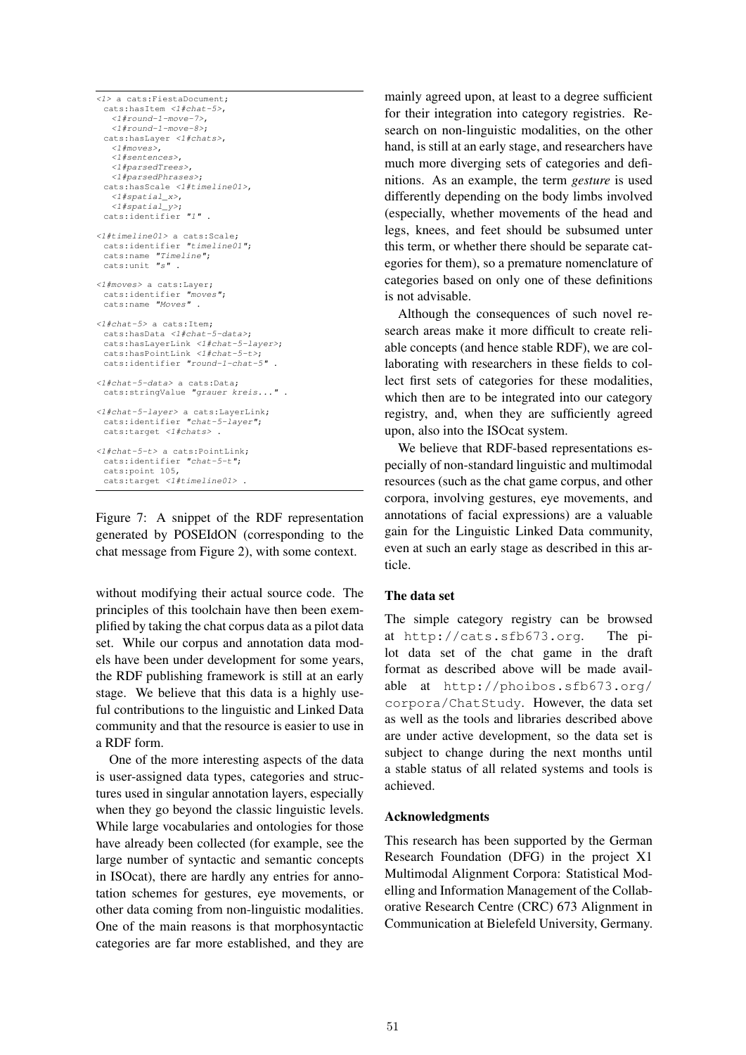```
<1> a cats:FiestaDocument;
  cats:hasItem <1#chat-5>,
    <1#round-1-move-7>,
    <1#round-1-move-8>;
  cats:hasLayer <1#chats>,
    <1#moves>,
    <1#sentences>,
    <1#parsedTrees>,
    <1#parsedPhrases>;
  cats:hasScale <1#timeline01>,
    <1#spatial_x>,
    <1#spatial_y>;
  cats:identifier "1" .

<1#timeline01> a cats:Scale;
  cats:identifier "timeline01";
  cats:name "Timeline";
  cats:unit "s" .

<1#moves> a cats:Layer;
  cats:identifier "moves";
  cats:name "Moves" .

<1#chat-5> a cats:Item;
  cats:hasData <1#chat-5-data>;
  cats:hasLayerLink <1#chat-5-layer>;
  cats:hasPointLink <1#chat-5-t>;
  cats:identifier "round-1-chat-5" .

<1#chat-5-data> a cats:Data;
  cats:stringValue "grauer kreis..." .

<1#chat-5-layer> a cats:LayerLink;
  cats:identifier "chat-5-layer";
  cats:target <1#chats> .

<1#chat-5-t> a cats:PointLink;
  cats:identifier "chat-5-t";
  cats:point 105,
  cats:target <1#timeline01> .
```

Figure 7: A snippet of the RDF representation generated by POSEIdON (corresponding to the chat message from Figure 2), with some context.

without modifying their actual source code. The principles of this toolchain have then been exemplified by taking the chat corpus data as a pilot data set. While our corpus and annotation data models have been under development for some years, the RDF publishing framework is still at an early stage. We believe that this data is a highly useful contributions to the linguistic and Linked Data community and that the resource is easier to use in a RDF form.

One of the more interesting aspects of the data is user-assigned data types, categories and structures used in singular annotation layers, especially when they go beyond the classic linguistic levels. While large vocabularies and ontologies for those have already been collected (for example, see the large number of syntactic and semantic concepts in ISOcat), there are hardly any entries for annotation schemes for gestures, eye movements, or other data coming from non-linguistic modalities. One of the main reasons is that morphosyntactic categories are far more established, and they are mainly agreed upon, at least to a degree sufficient for their integration into category registries. Research on non-linguistic modalities, on the other hand, is still at an early stage, and researchers have much more diverging sets of categories and definitions. As an example, the term *gesture* is used differently depending on the body limbs involved (especially, whether movements of the head and legs, knees, and feet should be subsumed unter this term, or whether there should be separate categories for them), so a premature nomenclature of categories based on only one of these definitions is not advisable.

Although the consequences of such novel research areas make it more difficult to create reliable concepts (and hence stable RDF), we are collaborating with researchers in these fields to collect first sets of categories for these modalities, which then are to be integrated into our category registry, and, when they are sufficiently agreed upon, also into the ISOcat system.

We believe that RDF-based representations especially of non-standard linguistic and multimodal resources (such as the chat game corpus, and other corpora, involving gestures, eye movements, and annotations of facial expressions) are a valuable gain for the Linguistic Linked Data community, even at such an early stage as described in this article.

### The data set

The simple category registry can be browsed at `http://cats.sfb673.org`. The pilot data set of the chat game in the draft format as described above will be made available at `http://phoibos.sfb673.org/corpora/ChatStudy`. However, the data set as well as the tools and libraries described above are under active development, so the data set is subject to change during the next months until a stable status of all related systems and tools is achieved.

### Acknowledgments

This research has been supported by the German Research Foundation (DFG) in the project X1 Multimodal Alignment Corpora: Statistical Modelling and Information Management of the Collaborative Research Centre (CRC) 673 Alignment in Communication at Bielefeld University, Germany.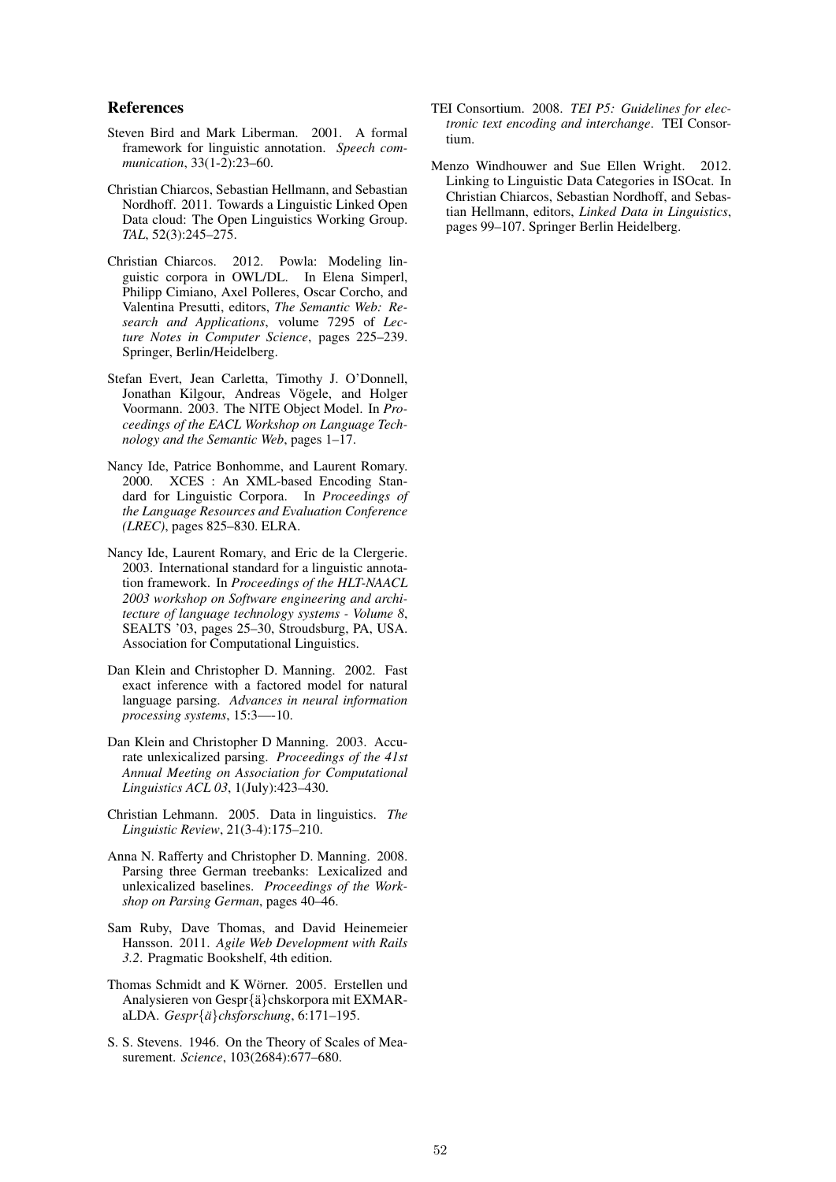## References

Steven Bird and Mark Liberman. 2001. A formal framework for linguistic annotation. *Speech communication*, 33(1-2):23–60.

Christian Chiarcos, Sebastian Hellmann, and Sebastian Nordhoff. 2011. Towards a Linguistic Linked Open Data cloud: The Open Linguistics Working Group. *TAL*, 52(3):245–275.

Christian Chiarcos. 2012. Powla: Modeling linguistic corpora in OWL/DL. In Elena Simperl, Philipp Cimiano, Axel Polleres, Oscar Corcho, and Valentina Presutti, editors, *The Semantic Web: Research and Applications*, volume 7295 of *Lecture Notes in Computer Science*, pages 225–239. Springer, Berlin/Heidelberg.

Stefan Evert, Jean Carletta, Timothy J. O'Donnell, Jonathan Kilgour, Andreas Vögele, and Holger Voormann. 2003. The NITE Object Model. In *Proceedings of the EACL Workshop on Language Technology and the Semantic Web*, pages 1–17.

Nancy Ide, Patrice Bonhomme, and Laurent Romary. 2000. XCES : An XML-based Encoding Standard for Linguistic Corpora. In *Proceedings of the Language Resources and Evaluation Conference (LREC)*, pages 825–830. ELRA.

Nancy Ide, Laurent Romary, and Eric de la Clergerie. 2003. International standard for a linguistic annotation framework. In *Proceedings of the HLT-NAACL 2003 workshop on Software engineering and architecture of language technology systems - Volume 8*, SEALTS '03, pages 25–30, Stroudsburg, PA, USA. Association for Computational Linguistics.

Dan Klein and Christopher D. Manning. 2002. Fast exact inference with a factored model for natural language parsing. *Advances in neural information processing systems*, 15:3—-10.

Dan Klein and Christopher D Manning. 2003. Accurate unlexicalized parsing. *Proceedings of the 41st Annual Meeting on Association for Computational Linguistics ACL 03*, 1(July):423–430.

Christian Lehmann. 2005. Data in linguistics. *The Linguistic Review*, 21(3-4):175–210.

Anna N. Rafferty and Christopher D. Manning. 2008. Parsing three German treebanks: Lexicalized and unlexicalized baselines. *Proceedings of the Workshop on Parsing German*, pages 40–46.

Sam Ruby, Dave Thomas, and David Heinemeier Hansson. 2011. *Agile Web Development with Rails 3.2*. Pragmatic Bookshelf, 4th edition.

Thomas Schmidt and K Wörner. 2005. Erstellen und Analysieren von Gespr{ä}chskorpora mit EXMARaLDA. *Gespr{ä}chsforschung*, 6:171–195.

S. S. Stevens. 1946. On the Theory of Scales of Measurement. *Science*, 103(2684):677–680.

TEI Consortium. 2008. *TEI P5: Guidelines for electronic text encoding and interchange*. TEI Consortium.

Menzo Windhouwer and Sue Ellen Wright. 2012. Linking to Linguistic Data Categories in ISOcat. In Christian Chiarcos, Sebastian Nordhoff, and Sebastian Hellmann, editors, *Linked Data in Linguistics*, pages 99–107. Springer Berlin Heidelberg.